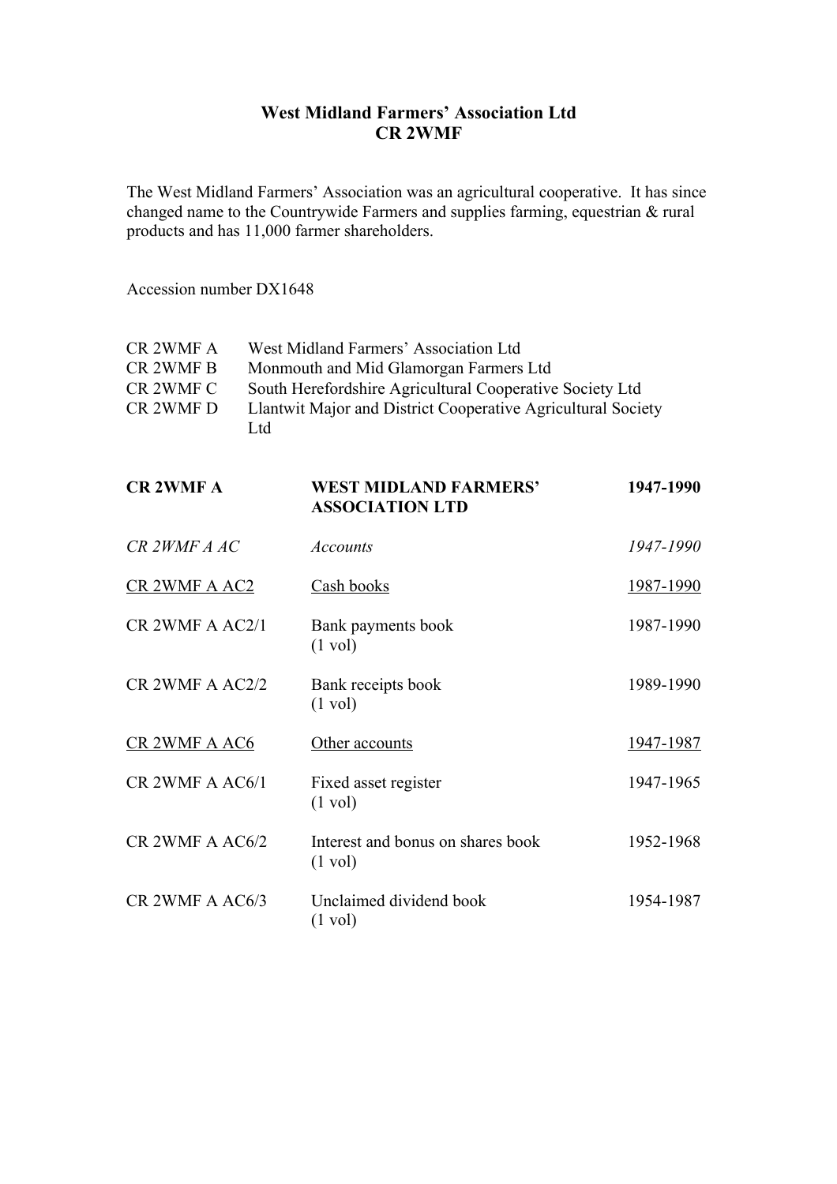# West Midland Farmers' Association Ltd
## CR 2WMF

The West Midland Farmers' Association was an agricultural cooperative. It has since changed name to the Countrywide Farmers and supplies farming, equestrian & rural products and has 11,000 farmer shareholders.

Accession number DX1648

| | |
|---|---|
| CR 2WMF A | West Midland Farmers' Association Ltd |
| CR 2WMF B | Monmouth and Mid Glamorgan Farmers Ltd |
| CR 2WMF C | South Herefordshire Agricultural Cooperative Society Ltd |
| CR 2WMF D | Llantwit Major and District Cooperative Agricultural Society Ltd |

| | | |
|---|---|---|
| **CR 2WMF A** | **WEST MIDLAND FARMERS' ASSOCIATION LTD** | **1947-1990** |
| *CR 2WMF A AC* | *Accounts* | *1947-1990* |
| <u>CR 2WMF A AC2</u> | <u>Cash books</u> | <u>1987-1990</u> |
| CR 2WMF A AC2/1 | Bank payments book (1 vol) | 1987-1990 |
| CR 2WMF A AC2/2 | Bank receipts book (1 vol) | 1989-1990 |
| <u>CR 2WMF A AC6</u> | <u>Other accounts</u> | <u>1947-1987</u> |
| CR 2WMF A AC6/1 | Fixed asset register (1 vol) | 1947-1965 |
| CR 2WMF A AC6/2 | Interest and bonus on shares book (1 vol) | 1952-1968 |
| CR 2WMF A AC6/3 | Unclaimed dividend book (1 vol) | 1954-1987 |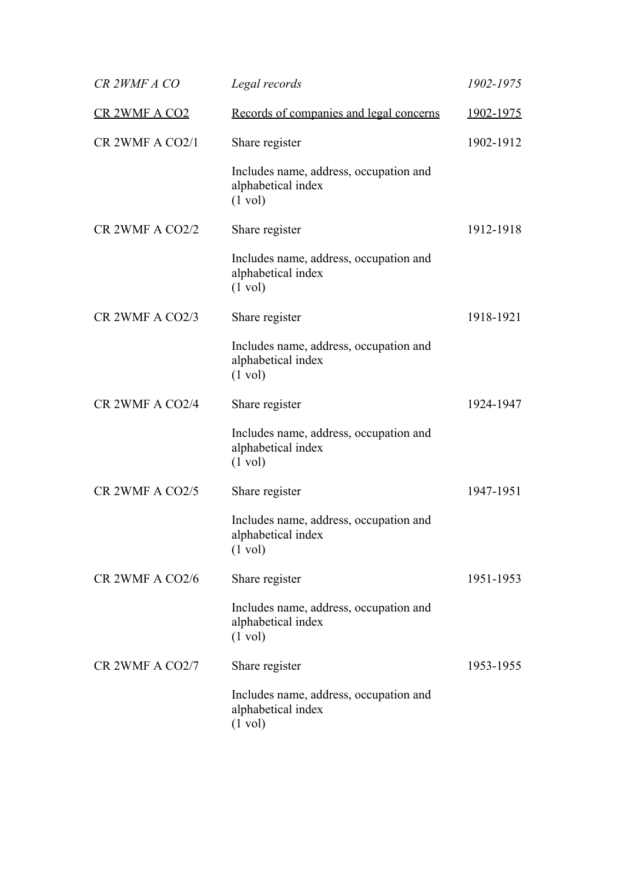*CR 2WMF A CO* — *Legal records* — *1902-1975*

<u>CR 2WMF A CO2</u> — <u>Records of companies and legal concerns</u> — <u>1902-1975</u>

CR 2WMF A CO2/1 — Share register — 1902-1912

Includes name, address, occupation and alphabetical index
(1 vol)

CR 2WMF A CO2/2 — Share register — 1912-1918

Includes name, address, occupation and alphabetical index
(1 vol)

CR 2WMF A CO2/3 — Share register — 1918-1921

Includes name, address, occupation and alphabetical index
(1 vol)

CR 2WMF A CO2/4 — Share register — 1924-1947

Includes name, address, occupation and alphabetical index
(1 vol)

CR 2WMF A CO2/5 — Share register — 1947-1951

Includes name, address, occupation and alphabetical index
(1 vol)

CR 2WMF A CO2/6 — Share register — 1951-1953

Includes name, address, occupation and alphabetical index
(1 vol)

CR 2WMF A CO2/7 — Share register — 1953-1955

Includes name, address, occupation and alphabetical index
(1 vol)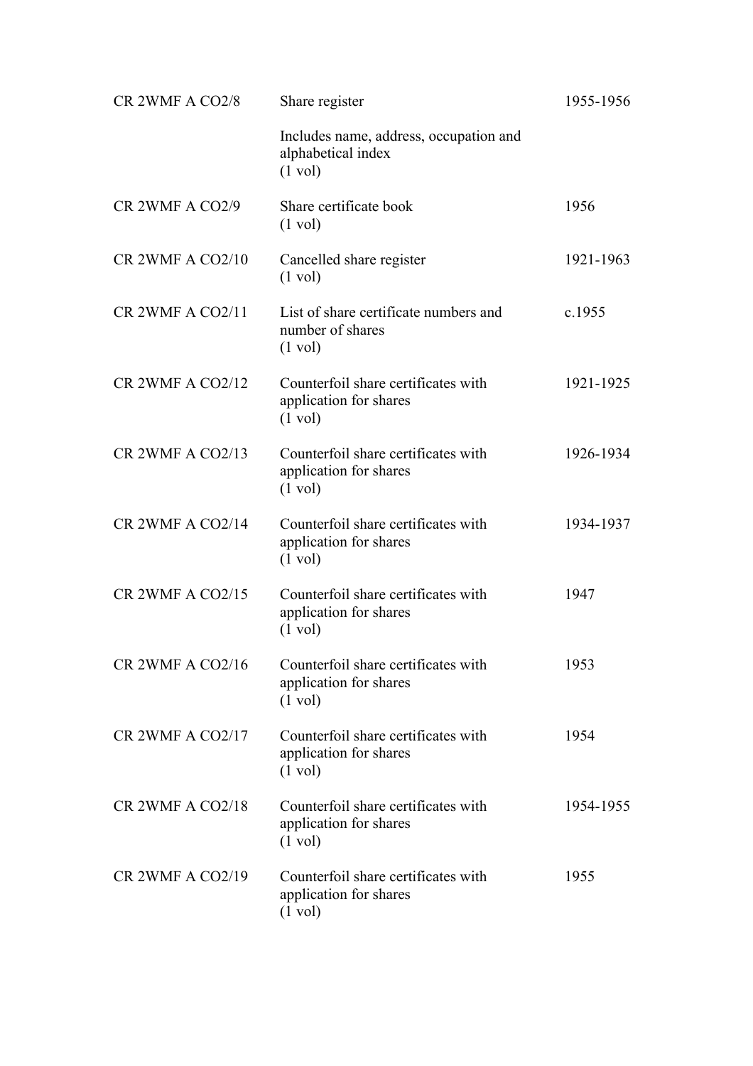| | | |
|---|---|---|
| CR 2WMF A CO2/8 | Share register<br><br>Includes name, address, occupation and alphabetical index<br>(1 vol) | 1955-1956 |
| CR 2WMF A CO2/9 | Share certificate book<br>(1 vol) | 1956 |
| CR 2WMF A CO2/10 | Cancelled share register<br>(1 vol) | 1921-1963 |
| CR 2WMF A CO2/11 | List of share certificate numbers and number of shares<br>(1 vol) | c.1955 |
| CR 2WMF A CO2/12 | Counterfoil share certificates with application for shares<br>(1 vol) | 1921-1925 |
| CR 2WMF A CO2/13 | Counterfoil share certificates with application for shares<br>(1 vol) | 1926-1934 |
| CR 2WMF A CO2/14 | Counterfoil share certificates with application for shares<br>(1 vol) | 1934-1937 |
| CR 2WMF A CO2/15 | Counterfoil share certificates with application for shares<br>(1 vol) | 1947 |
| CR 2WMF A CO2/16 | Counterfoil share certificates with application for shares<br>(1 vol) | 1953 |
| CR 2WMF A CO2/17 | Counterfoil share certificates with application for shares<br>(1 vol) | 1954 |
| CR 2WMF A CO2/18 | Counterfoil share certificates with application for shares<br>(1 vol) | 1954-1955 |
| CR 2WMF A CO2/19 | Counterfoil share certificates with application for shares<br>(1 vol) | 1955 |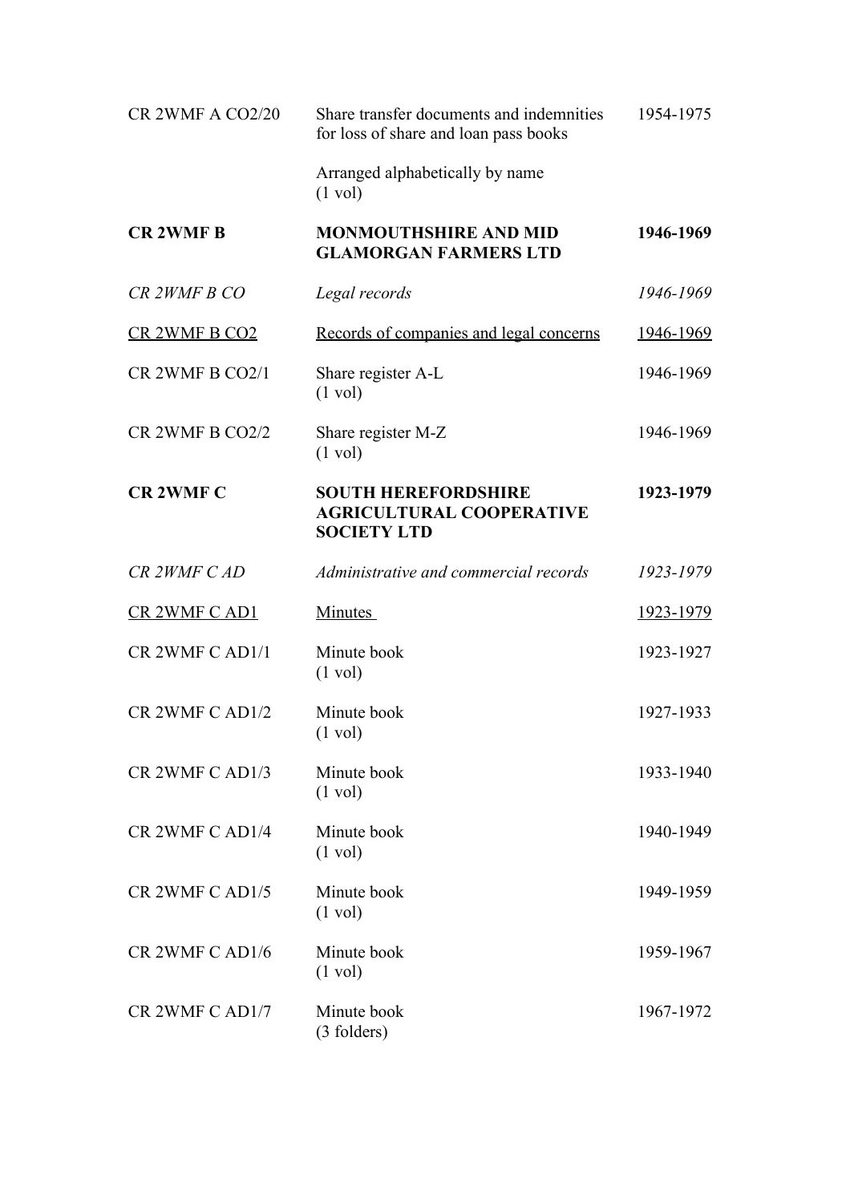| | | |
|---|---|---|
| CR 2WMF A CO2/20 | Share transfer documents and indemnities for loss of share and loan pass books<br><br>Arranged alphabetically by name<br>(1 vol) | 1954-1975 |
| **CR 2WMF B** | **MONMOUTHSHIRE AND MID GLAMORGAN FARMERS LTD** | **1946-1969** |
| *CR 2WMF B CO* | *Legal records* | *1946-1969* |
| <u>CR 2WMF B CO2</u> | <u>Records of companies and legal concerns</u> | <u>1946-1969</u> |
| CR 2WMF B CO2/1 | Share register A-L<br>(1 vol) | 1946-1969 |
| CR 2WMF B CO2/2 | Share register M-Z<br>(1 vol) | 1946-1969 |
| **CR 2WMF C** | **SOUTH HEREFORDSHIRE AGRICULTURAL COOPERATIVE SOCIETY LTD** | **1923-1979** |
| *CR 2WMF C AD* | *Administrative and commercial records* | *1923-1979* |
| <u>CR 2WMF C AD1</u> | <u>Minutes</u> | <u>1923-1979</u> |
| CR 2WMF C AD1/1 | Minute book<br>(1 vol) | 1923-1927 |
| CR 2WMF C AD1/2 | Minute book<br>(1 vol) | 1927-1933 |
| CR 2WMF C AD1/3 | Minute book<br>(1 vol) | 1933-1940 |
| CR 2WMF C AD1/4 | Minute book<br>(1 vol) | 1940-1949 |
| CR 2WMF C AD1/5 | Minute book<br>(1 vol) | 1949-1959 |
| CR 2WMF C AD1/6 | Minute book<br>(1 vol) | 1959-1967 |
| CR 2WMF C AD1/7 | Minute book<br>(3 folders) | 1967-1972 |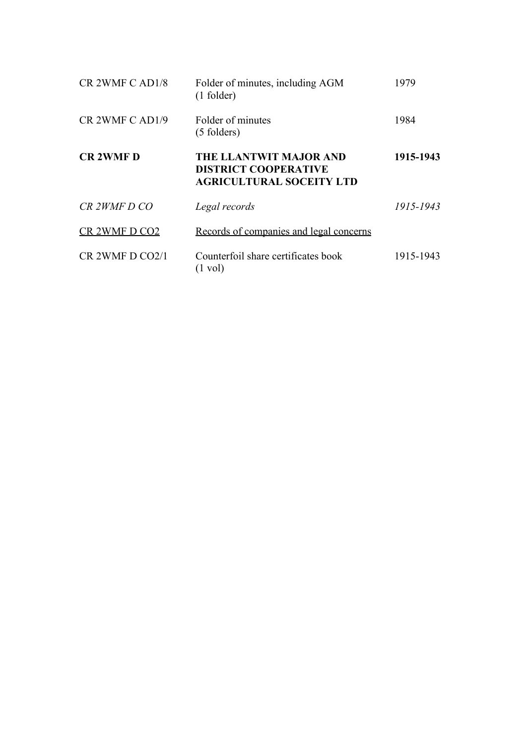| | | |
|---|---|---|
| CR 2WMF C AD1/8 | Folder of minutes, including AGM (1 folder) | 1979 |
| CR 2WMF C AD1/9 | Folder of minutes (5 folders) | 1984 |
| **CR 2WMF D** | **THE LLANTWIT MAJOR AND DISTRICT COOPERATIVE AGRICULTURAL SOCEITY LTD** | **1915-1943** |
| *CR 2WMF D CO* | *Legal records* | *1915-1943* |
| <u>CR 2WMF D CO2</u> | <u>Records of companies and legal concerns</u> | |
| CR 2WMF D CO2/1 | Counterfoil share certificates book (1 vol) | 1915-1943 |